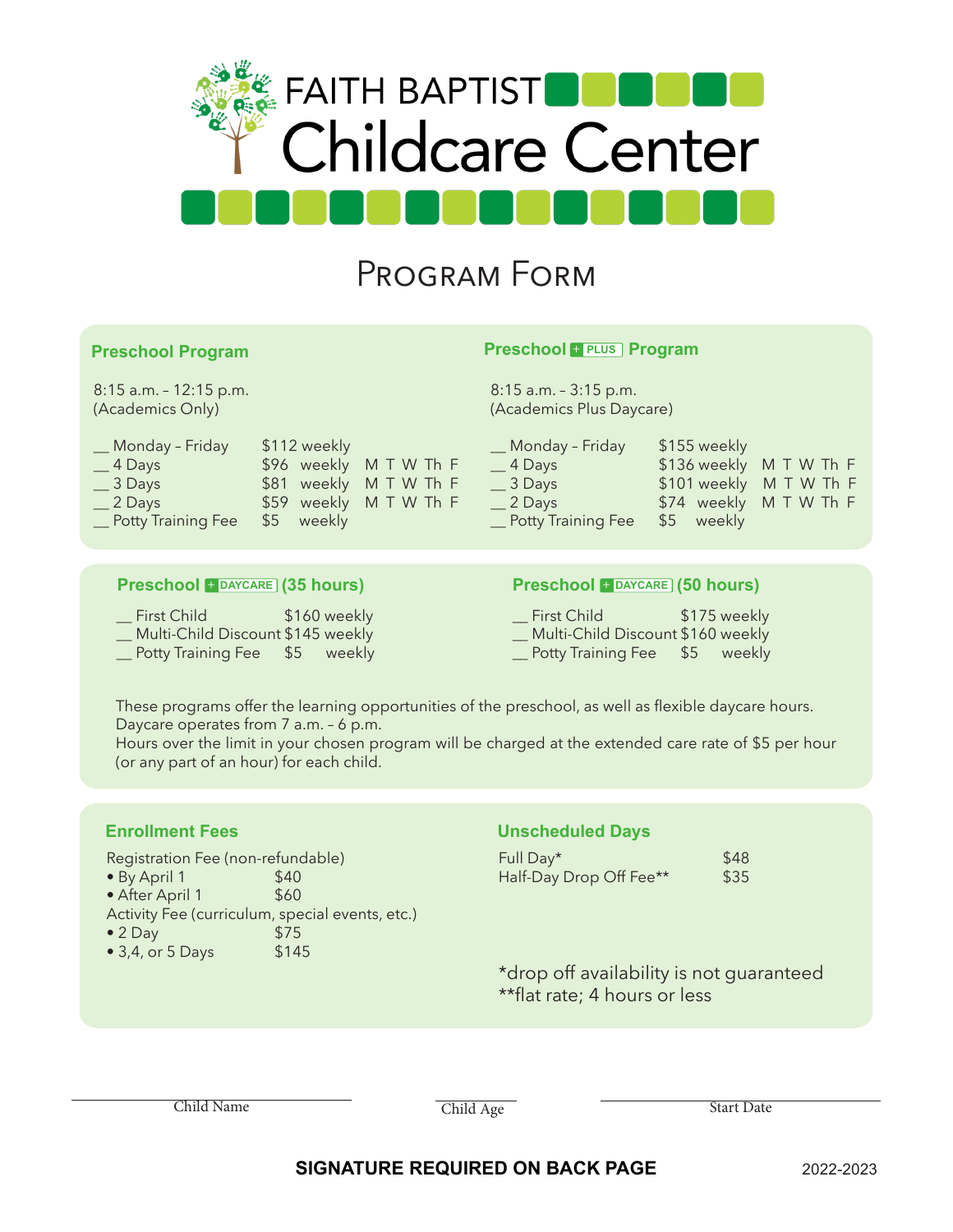# FAITH BAPTIST Childcare Center

## Program Form

### Preschool Program

8:15 a.m. – 12:15 p.m.
(Academics Only)

| | | |
|---|---|---|
| __ Monday – Friday | $112 weekly | |
| __ 4 Days | $96 weekly | M T W Th F |
| __ 3 Days | $81 weekly | M T W Th F |
| __ 2 Days | $59 weekly | M T W Th F |
| __ Potty Training Fee | $5 weekly | |

### Preschool + PLUS Program

8:15 a.m. – 3:15 p.m.
(Academics Plus Daycare)

| | | |
|---|---|---|
| __ Monday – Friday | $155 weekly | |
| __ 4 Days | $136 weekly | M T W Th F |
| __ 3 Days | $101 weekly | M T W Th F |
| __ 2 Days | $74 weekly | M T W Th F |
| __ Potty Training Fee | $5 weekly | |

### Preschool + DAYCARE (35 hours)

| | |
|---|---|
| __ First Child | $160 weekly |
| __ Multi-Child Discount | $145 weekly |
| __ Potty Training Fee | $5 weekly |

### Preschool + DAYCARE (50 hours)

| | |
|---|---|
| __ First Child | $175 weekly |
| __ Multi-Child Discount | $160 weekly |
| __ Potty Training Fee | $5 weekly |

These programs offer the learning opportunities of the preschool, as well as flexible daycare hours. Daycare operates from 7 a.m. – 6 p.m.
Hours over the limit in your chosen program will be charged at the extended care rate of $5 per hour (or any part of an hour) for each child.

### Enrollment Fees

Registration Fee (non-refundable)
- By April 1 — $40
- After April 1 — $60

Activity Fee (curriculum, special events, etc.)
- 2 Day — $75
- 3,4, or 5 Days — $145

### Unscheduled Days

| | |
|---|---|
| Full Day* | $48 |
| Half-Day Drop Off Fee** | $35 |

*drop off availability is not guaranteed
**flat rate; 4 hours or less

______________________ Child Name

__________ Child Age

______________________ Start Date

**SIGNATURE REQUIRED ON BACK PAGE**

2022-2023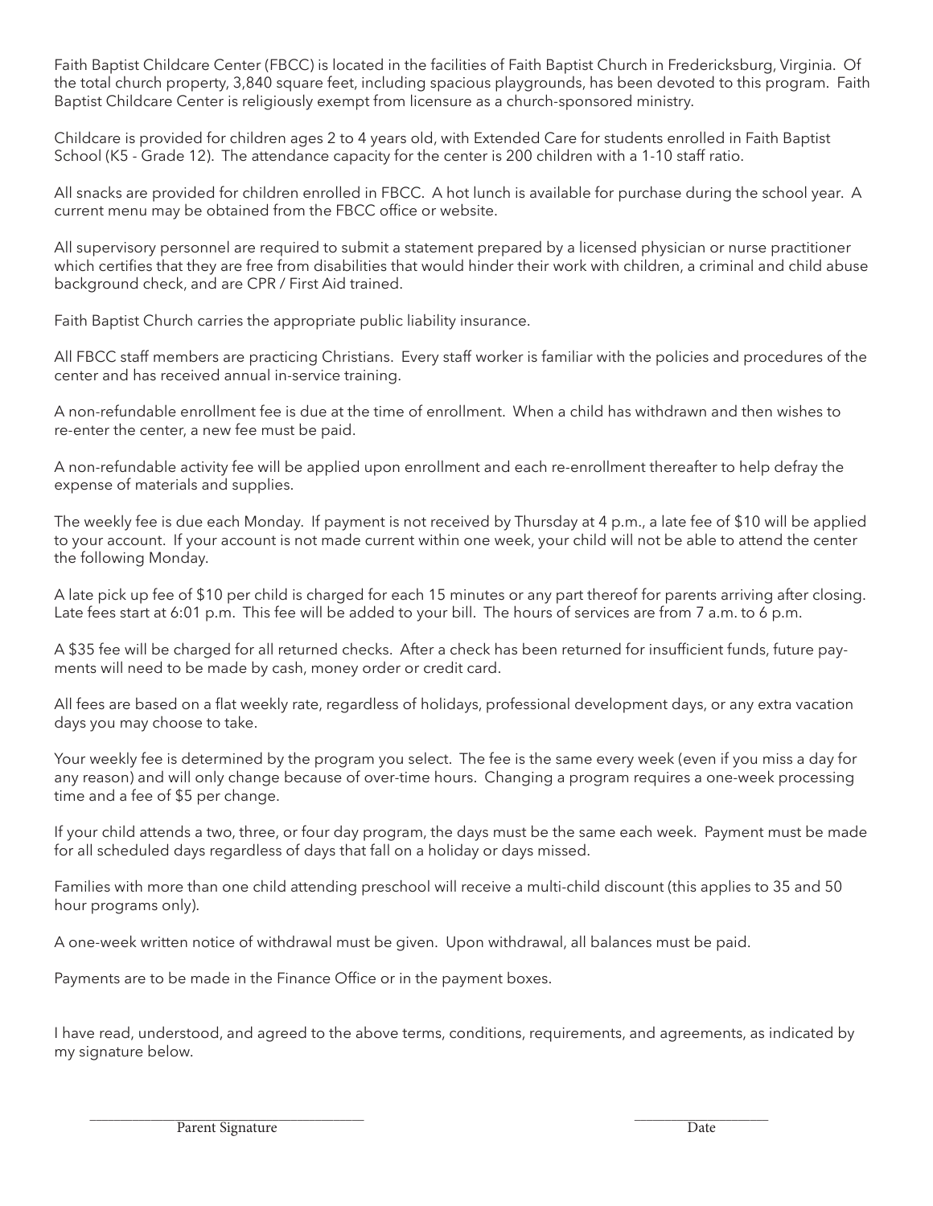Faith Baptist Childcare Center (FBCC) is located in the facilities of Faith Baptist Church in Fredericksburg, Virginia. Of the total church property, 3,840 square feet, including spacious playgrounds, has been devoted to this program. Faith Baptist Childcare Center is religiously exempt from licensure as a church-sponsored ministry.

Childcare is provided for children ages 2 to 4 years old, with Extended Care for students enrolled in Faith Baptist School (K5 - Grade 12). The attendance capacity for the center is 200 children with a 1-10 staff ratio.

All snacks are provided for children enrolled in FBCC. A hot lunch is available for purchase during the school year. A current menu may be obtained from the FBCC office or website.

All supervisory personnel are required to submit a statement prepared by a licensed physician or nurse practitioner which certifies that they are free from disabilities that would hinder their work with children, a criminal and child abuse background check, and are CPR / First Aid trained.

Faith Baptist Church carries the appropriate public liability insurance.

All FBCC staff members are practicing Christians. Every staff worker is familiar with the policies and procedures of the center and has received annual in-service training.

A non-refundable enrollment fee is due at the time of enrollment. When a child has withdrawn and then wishes to re-enter the center, a new fee must be paid.

A non-refundable activity fee will be applied upon enrollment and each re-enrollment thereafter to help defray the expense of materials and supplies.

The weekly fee is due each Monday. If payment is not received by Thursday at 4 p.m., a late fee of $10 will be applied to your account. If your account is not made current within one week, your child will not be able to attend the center the following Monday.

A late pick up fee of $10 per child is charged for each 15 minutes or any part thereof for parents arriving after closing. Late fees start at 6:01 p.m. This fee will be added to your bill. The hours of services are from 7 a.m. to 6 p.m.

A $35 fee will be charged for all returned checks. After a check has been returned for insufficient funds, future payments will need to be made by cash, money order or credit card.

All fees are based on a flat weekly rate, regardless of holidays, professional development days, or any extra vacation days you may choose to take.

Your weekly fee is determined by the program you select. The fee is the same every week (even if you miss a day for any reason) and will only change because of over-time hours. Changing a program requires a one-week processing time and a fee of $5 per change.

If your child attends a two, three, or four day program, the days must be the same each week. Payment must be made for all scheduled days regardless of days that fall on a holiday or days missed.

Families with more than one child attending preschool will receive a multi-child discount (this applies to 35 and 50 hour programs only).

A one-week written notice of withdrawal must be given. Upon withdrawal, all balances must be paid.

Payments are to be made in the Finance Office or in the payment boxes.

I have read, understood, and agreed to the above terms, conditions, requirements, and agreements, as indicated by my signature below.

\_\_\_\_\_\_\_\_\_\_\_\_\_\_\_\_\_\_\_\_\_\_\_\_\_\_\_\_\_\_\_\_\_\_\_\_\_\_\_\_
Parent Signature

\_\_\_\_\_\_\_\_\_\_\_\_\_\_\_\_\_\_\_\_
Date